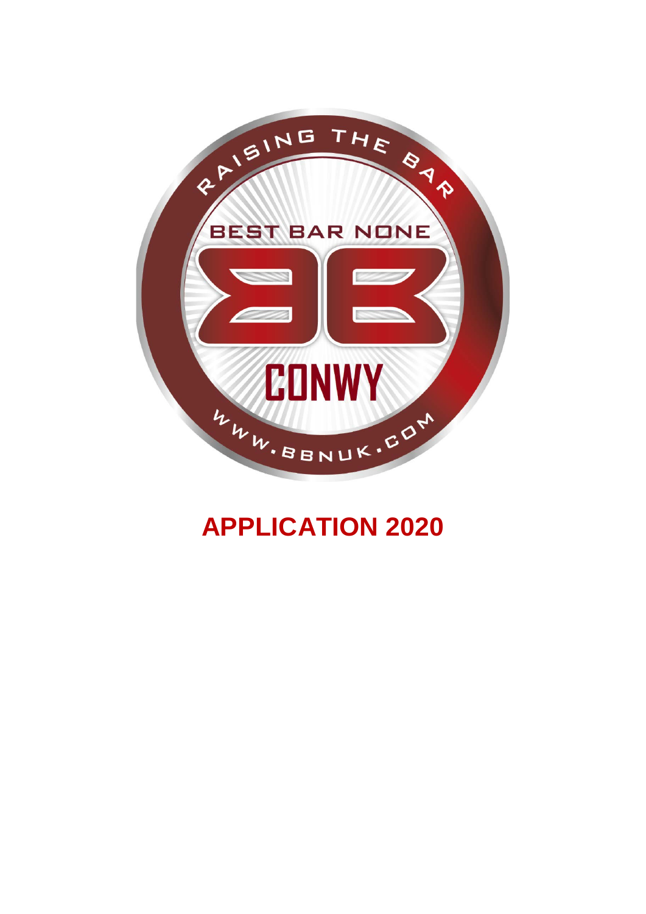RAISING THE BAR

BEST BAR NONE

CONWY

WWW.BBNUK.COM

# APPLICATION 2020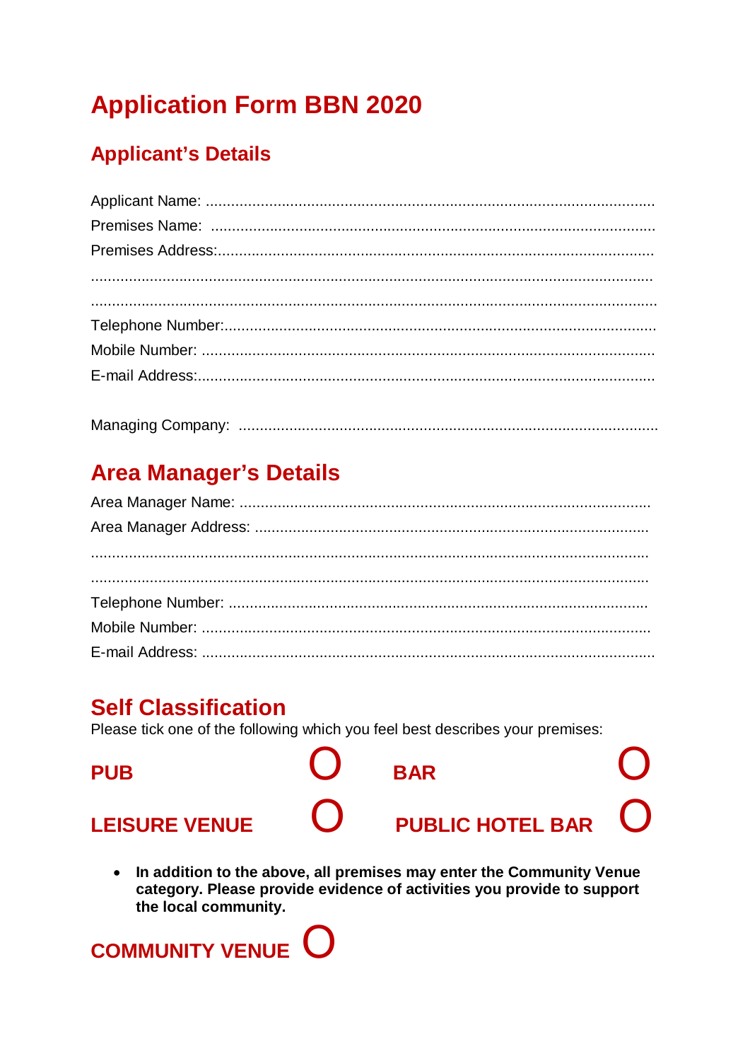# Application Form BBN 2020

## Applicant's Details

Applicant Name: ......................................................................................................

Premises Name: ......................................................................................................

Premises Address:....................................................................................................

......................................................................................................................

......................................................................................................................

Telephone Number:...................................................................................................

Mobile Number: ......................................................................................................

E-mail Address:........................................................................................................

Managing Company: ................................................................................................

## Area Manager's Details

Area Manager Name: ...............................................................................................

Area Manager Address: ...........................................................................................

......................................................................................................................

......................................................................................................................

Telephone Number: .................................................................................................

Mobile Number: ......................................................................................................

E-mail Address: .......................................................................................................

## Self Classification

Please tick one of the following which you feel best describes your premises:

**PUB** O **BAR** O

**LEISURE VENUE** O **PUBLIC HOTEL BAR** O

- **In addition to the above, all premises may enter the Community Venue category. Please provide evidence of activities you provide to support the local community.**

**COMMUNITY VENUE** O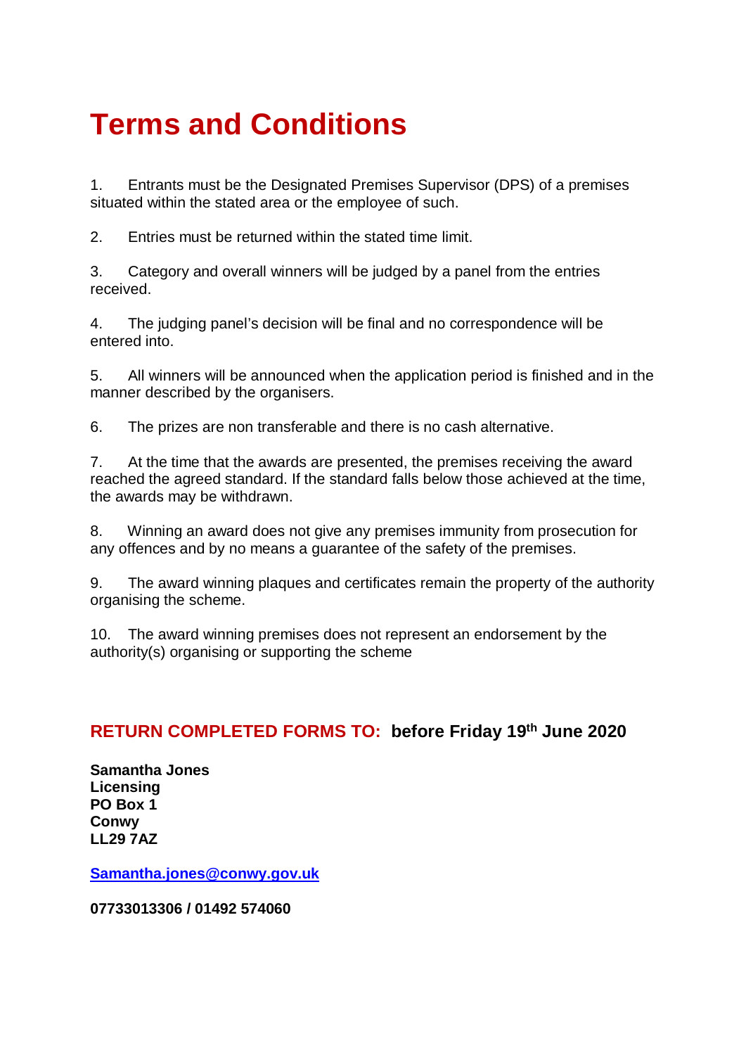# Terms and Conditions

1. Entrants must be the Designated Premises Supervisor (DPS) of a premises situated within the stated area or the employee of such.

2. Entries must be returned within the stated time limit.

3. Category and overall winners will be judged by a panel from the entries received.

4. The judging panel's decision will be final and no correspondence will be entered into.

5. All winners will be announced when the application period is finished and in the manner described by the organisers.

6. The prizes are non transferable and there is no cash alternative.

7. At the time that the awards are presented, the premises receiving the award reached the agreed standard. If the standard falls below those achieved at the time, the awards may be withdrawn.

8. Winning an award does not give any premises immunity from prosecution for any offences and by no means a guarantee of the safety of the premises.

9. The award winning plaques and certificates remain the property of the authority organising the scheme.

10. The award winning premises does not represent an endorsement by the authority(s) organising or supporting the scheme

## RETURN COMPLETED FORMS TO: before Friday 19th June 2020

**Samantha Jones**
**Licensing**
**PO Box 1**
**Conwy**
**LL29 7AZ**

**Samantha.jones@conwy.gov.uk**

**07733013306 / 01492 574060**